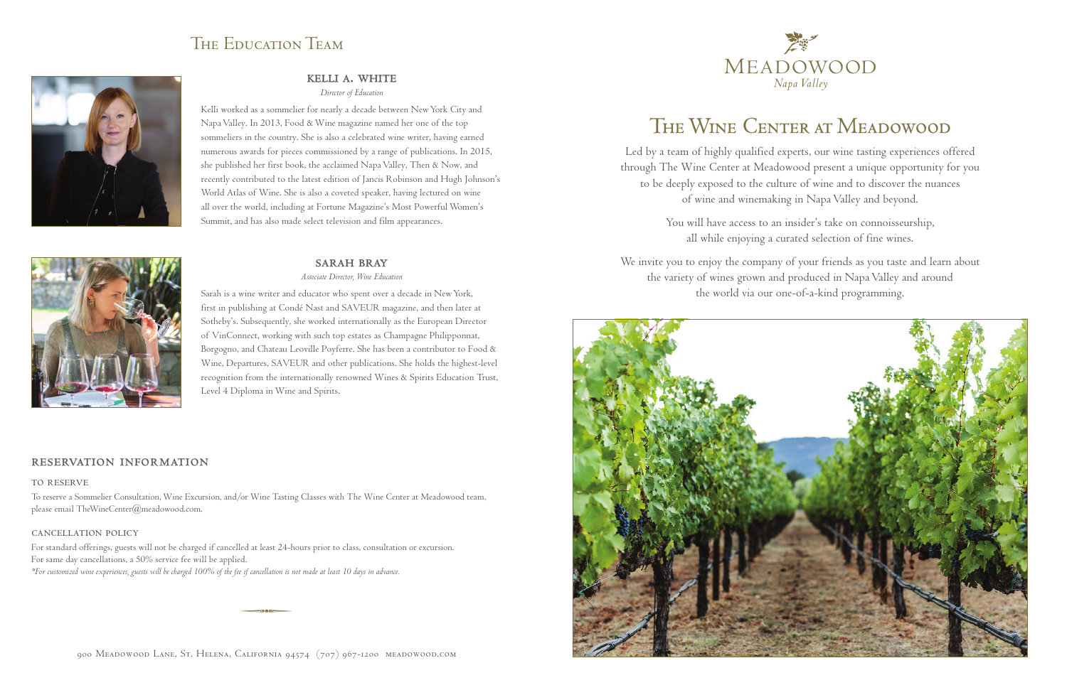# The Wine Center at Meadowood

MEADOWOOD
*Napa Valley*

Led by a team of highly qualified experts, our wine tasting experiences offered through The Wine Center at Meadowood present a unique opportunity for you to be deeply exposed to the culture of wine and to discover the nuances of wine and winemaking in Napa Valley and beyond.

You will have access to an insider's take on connoisseurship, all while enjoying a curated selection of fine wines.

We invite you to enjoy the company of your friends as you taste and learn about the variety of wines grown and produced in Napa Valley and around the world via our one-of-a-kind programming.

## The Education Team

### KELLI A. WHITE

*Director of Education*

Kelli worked as a sommelier for nearly a decade between New York City and Napa Valley. In 2013, Food & Wine magazine named her one of the top sommeliers in the country. She is also a celebrated wine writer, having earned numerous awards for pieces commissioned by a range of publications. In 2015, she published her first book, the acclaimed Napa Valley, Then & Now, and recently contributed to the latest edition of Jancis Robinson and Hugh Johnson's World Atlas of Wine. She is also a coveted speaker, having lectured on wine all over the world, including at Fortune Magazine's Most Powerful Women's Summit, and has also made select television and film appearances.

### SARAH BRAY

*Associate Director, Wine Education*

Sarah is a wine writer and educator who spent over a decade in New York, first in publishing at Condé Nast and SAVEUR magazine, and then later at Sotheby's. Subsequently, she worked internationally as the European Director of VinConnect, working with such top estates as Champagne Philipponnat, Borgogno, and Chateau Leoville Poyferre. She has been a contributor to Food & Wine, Departures, SAVEUR and other publications. She holds the highest-level recognition from the internationally renowned Wines & Spirits Education Trust, Level 4 Diploma in Wine and Spirits.

## RESERVATION INFORMATION

### TO RESERVE

To reserve a Sommelier Consultation, Wine Excursion, and/or Wine Tasting Classes with The Wine Center at Meadowood team, please email TheWineCenter@meadowood.com.

### CANCELLATION POLICY

For standard offerings, guests will not be charged if cancelled at least 24-hours prior to class, consultation or excursion.
For same day cancellations, a 50% service fee will be applied.
*\*For customized wine experiences, guests will be charged 100% of the fee if cancellation is not made at least 10 days in advance.*

900 Meadowood Lane, St. Helena, California 94574 (707) 967-1200 meadowood.com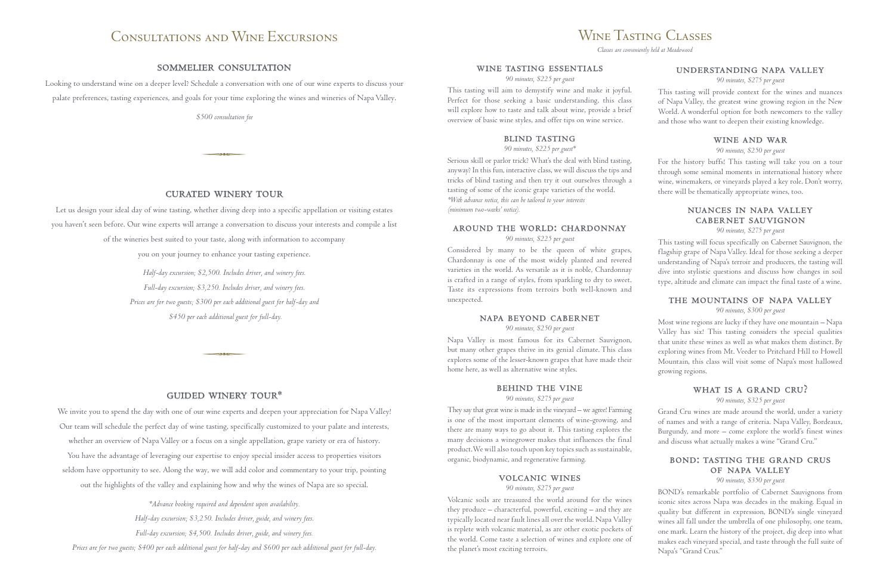# Consultations and Wine Excursions

## SOMMELIER CONSULTATION

Looking to understand wine on a deeper level? Schedule a conversation with one of our wine experts to discuss your palate preferences, tasting experiences, and goals for your time exploring the wines and wineries of Napa Valley.

*$500 consultation fee*

## CURATED WINERY TOUR

Let us design your ideal day of wine tasting, whether diving deep into a specific appellation or visiting estates you haven't seen before. Our wine experts will arrange a conversation to discuss your interests and compile a list of the wineries best suited to your taste, along with information to accompany you on your journey to enhance your tasting experience.

*Half-day excursion; $2,500. Includes driver, and winery fees.*

*Full-day excursion; $3,250. Includes driver, and winery fees.*

*Prices are for two guests; $300 per each additional guest for half-day and $450 per each additional guest for full-day.*

## GUIDED WINERY TOUR*

We invite you to spend the day with one of our wine experts and deepen your appreciation for Napa Valley! Our team will schedule the perfect day of wine tasting, specifically customized to your palate and interests, whether an overview of Napa Valley or a focus on a single appellation, grape variety or era of history. You have the advantage of leveraging our expertise to enjoy special insider access to properties visitors seldom have opportunity to see. Along the way, we will add color and commentary to your trip, pointing out the highlights of the valley and explaining how and why the wines of Napa are so special.

*\*Advance booking required and dependent upon availability.*

*Half-day excursion; $3,250. Includes driver, guide, and winery fees.*

*Full-day excursion; $4,500. Includes driver, guide, and winery fees.*

*Prices are for two guests; $400 per each additional guest for half-day and $600 per each additional guest for full-day.*

# Wine Tasting Classes

*Classes are conveniently held at Meadowood*

## WINE TASTING ESSENTIALS

*90 minutes, $225 per guest*

This tasting will aim to demystify wine and make it joyful. Perfect for those seeking a basic understanding, this class will explore how to taste and talk about wine, provide a brief overview of basic wine styles, and offer tips on wine service.

## BLIND TASTING

*90 minutes, $225 per guest*

Serious skill or parlor trick? What's the deal with blind tasting, anyway? In this fun, interactive class, we will discuss the tips and tricks of blind tasting and then try it out ourselves through a tasting of some of the iconic grape varieties of the world.

*\*With advance notice, this can be tailored to your interests (minimum two-weeks' notice).*

## AROUND THE WORLD: CHARDONNAY

*90 minutes, $225 per guest*

Considered by many to be the queen of white grapes, Chardonnay is one of the most widely planted and revered varieties in the world. As versatile as it is noble, Chardonnay is crafted in a range of styles, from sparkling to dry to sweet. Taste its expressions from terroirs both well-known and unexpected.

## NAPA BEYOND CABERNET

*90 minutes, $250 per guest*

Napa Valley is most famous for its Cabernet Sauvignon, but many other grapes thrive in its genial climate. This class explores some of the lesser-known grapes that have made their home here, as well as alternative wine styles.

## BEHIND THE VINE

*90 minutes, $275 per guest*

They say that great wine is made in the vineyard – we agree! Farming is one of the most important elements of wine-growing, and there are many ways to go about it. This tasting explores the many decisions a winegrower makes that influences the final product. We will also touch upon key topics such as sustainable, organic, biodynamic, and regenerative farming.

## VOLCANIC WINES

*90 minutes, $275 per guest*

Volcanic soils are treasured the world around for the wines they produce – characterful, powerful, exciting – and they are typically located near fault lines all over the world. Napa Valley is replete with volcanic material, as are other exotic pockets of the world. Come taste a selection of wines and explore one of the planet's most exciting terroirs.

## UNDERSTANDING NAPA VALLEY

*90 minutes, $275 per guest*

This tasting will provide context for the wines and nuances of Napa Valley, the greatest wine growing region in the New World. A wonderful option for both newcomers to the valley and those who want to deepen their existing knowledge.

## WINE AND WAR

*90 minutes, $250 per guest*

For the history buffs! This tasting will take you on a tour through some seminal moments in international history where wine, winemakers, or vineyards played a key role. Don't worry, there will be thematically appropriate wines, too.

## NUANCES IN NAPA VALLEY CABERNET SAUVIGNON

*90 minutes, $275 per guest*

This tasting will focus specifically on Cabernet Sauvignon, the flagship grape of Napa Valley. Ideal for those seeking a deeper understanding of Napa's terroir and producers, the tasting will dive into stylistic questions and discuss how changes in soil type, altitude and climate can impact the final taste of a wine.

## THE MOUNTAINS OF NAPA VALLEY

*90 minutes, $300 per guest*

Most wine regions are lucky if they have one mountain – Napa Valley has six! This tasting considers the special qualities that unite these wines as well as what makes them distinct. By exploring wines from Mt. Veeder to Pritchard Hill to Howell Mountain, this class will visit some of Napa's most hallowed growing regions.

## WHAT IS A GRAND CRU?

*90 minutes, $325 per guest*

Grand Cru wines are made around the world, under a variety of names and with a range of criteria. Napa Valley, Bordeaux, Burgundy, and more – come explore the world's finest wines and discuss what actually makes a wine "Grand Cru."

## BOND: TASTING THE GRAND CRUS OF NAPA VALLEY

*90 minutes, $350 per guest*

BOND's remarkable portfolio of Cabernet Sauvignons from iconic sites across Napa was decades in the making. Equal in quality but different in expression, BOND's single vineyard wines all fall under the umbrella of one philosophy, one team, one mark. Learn the history of the project, dig deep into what makes each vineyard special, and taste through the full suite of Napa's "Grand Crus."